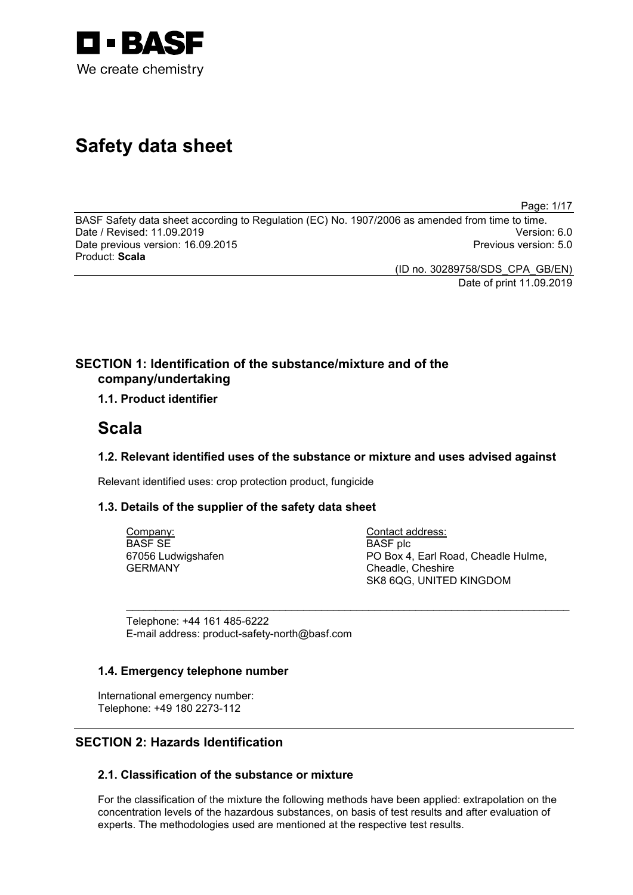BASF
We create chemistry

# Safety data sheet

BASF Safety data sheet according to Regulation (EC) No. 1907/2006 as amended from time to time.
Date / Revised: 11.09.2019 Version: 6.0
Date previous version: 16.09.2015 Previous version: 5.0
Product: **Scala**

(ID no. 30289758/SDS_CPA_GB/EN)
Date of print 11.09.2019

## SECTION 1: Identification of the substance/mixture and of the company/undertaking

### 1.1. Product identifier

# Scala

### 1.2. Relevant identified uses of the substance or mixture and uses advised against

Relevant identified uses: crop protection product, fungicide

### 1.3. Details of the supplier of the safety data sheet

Company:
BASF SE
67056 Ludwigshafen
GERMANY

Contact address:
BASF plc
PO Box 4, Earl Road, Cheadle Hulme,
Cheadle, Cheshire
SK8 6QG, UNITED KINGDOM

Telephone: +44 161 485-6222
E-mail address: product-safety-north@basf.com

### 1.4. Emergency telephone number

International emergency number:
Telephone: +49 180 2273-112

## SECTION 2: Hazards Identification

### 2.1. Classification of the substance or mixture

For the classification of the mixture the following methods have been applied: extrapolation on the concentration levels of the hazardous substances, on basis of test results and after evaluation of experts. The methodologies used are mentioned at the respective test results.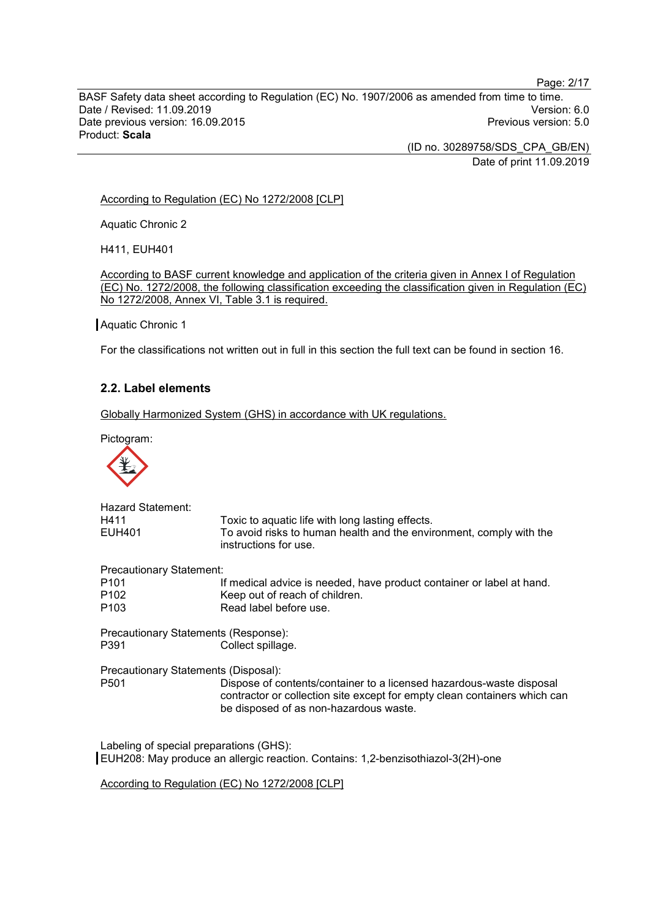According to Regulation (EC) No 1272/2008 [CLP]

Aquatic Chronic 2

H411, EUH401

According to BASF current knowledge and application of the criteria given in Annex I of Regulation (EC) No. 1272/2008, the following classification exceeding the classification given in Regulation (EC) No 1272/2008, Annex VI, Table 3.1 is required.

Aquatic Chronic 1

For the classifications not written out in full in this section the full text can be found in section 16.

## 2.2. Label elements

Globally Harmonized System (GHS) in accordance with UK regulations.

Pictogram:

Hazard Statement:

| | |
|---|---|
| H411 | Toxic to aquatic life with long lasting effects. |
| EUH401 | To avoid risks to human health and the environment, comply with the instructions for use. |

Precautionary Statement:

| | |
|---|---|
| P101 | If medical advice is needed, have product container or label at hand. |
| P102 | Keep out of reach of children. |
| P103 | Read label before use. |

Precautionary Statements (Response):

| | |
|---|---|
| P391 | Collect spillage. |

Precautionary Statements (Disposal):

| | |
|---|---|
| P501 | Dispose of contents/container to a licensed hazardous-waste disposal contractor or collection site except for empty clean containers which can be disposed of as non-hazardous waste. |

Labeling of special preparations (GHS):
EUH208: May produce an allergic reaction. Contains: 1,2-benzisothiazol-3(2H)-one

According to Regulation (EC) No 1272/2008 [CLP]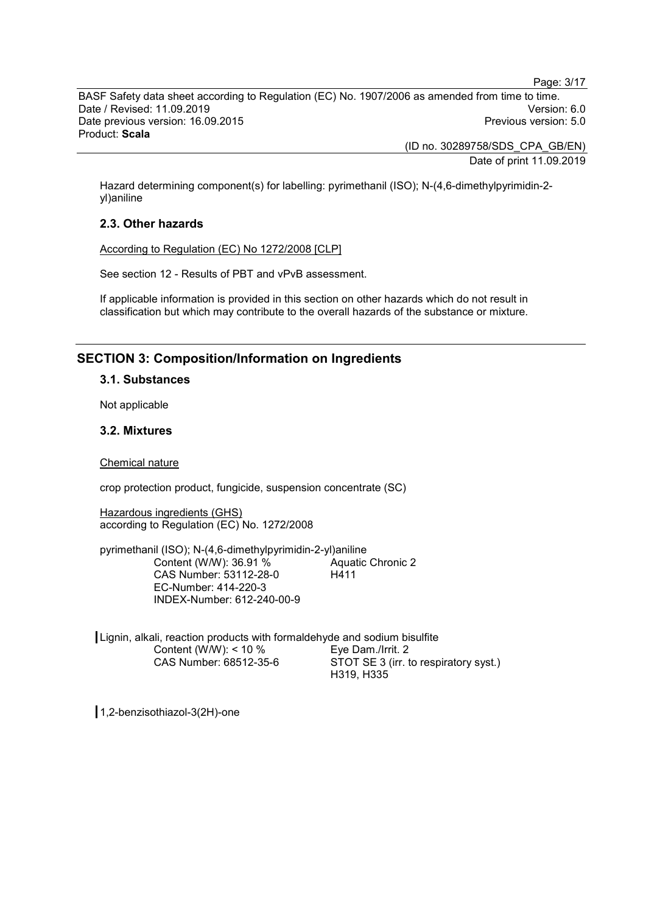Hazard determining component(s) for labelling: pyrimethanil (ISO); N-(4,6-dimethylpyrimidin-2-yl)aniline

### 2.3. Other hazards

According to Regulation (EC) No 1272/2008 [CLP]

See section 12 - Results of PBT and vPvB assessment.

If applicable information is provided in this section on other hazards which do not result in classification but which may contribute to the overall hazards of the substance or mixture.

## SECTION 3: Composition/Information on Ingredients

### 3.1. Substances

Not applicable

### 3.2. Mixtures

Chemical nature

crop protection product, fungicide, suspension concentrate (SC)

Hazardous ingredients (GHS)
according to Regulation (EC) No. 1272/2008

pyrimethanil (ISO); N-(4,6-dimethylpyrimidin-2-yl)aniline

| | |
|---|---|
| Content (W/W): 36.91 % | Aquatic Chronic 2 |
| CAS Number: 53112-28-0 | H411 |
| EC-Number: 414-220-3 | |
| INDEX-Number: 612-240-00-9 | |

Lignin, alkali, reaction products with formaldehyde and sodium bisulfite

| | |
|---|---|
| Content (W/W): < 10 % | Eye Dam./Irrit. 2 |
| CAS Number: 68512-35-6 | STOT SE 3 (irr. to respiratory syst.) |
| | H319, H335 |

1,2-benzisothiazol-3(2H)-one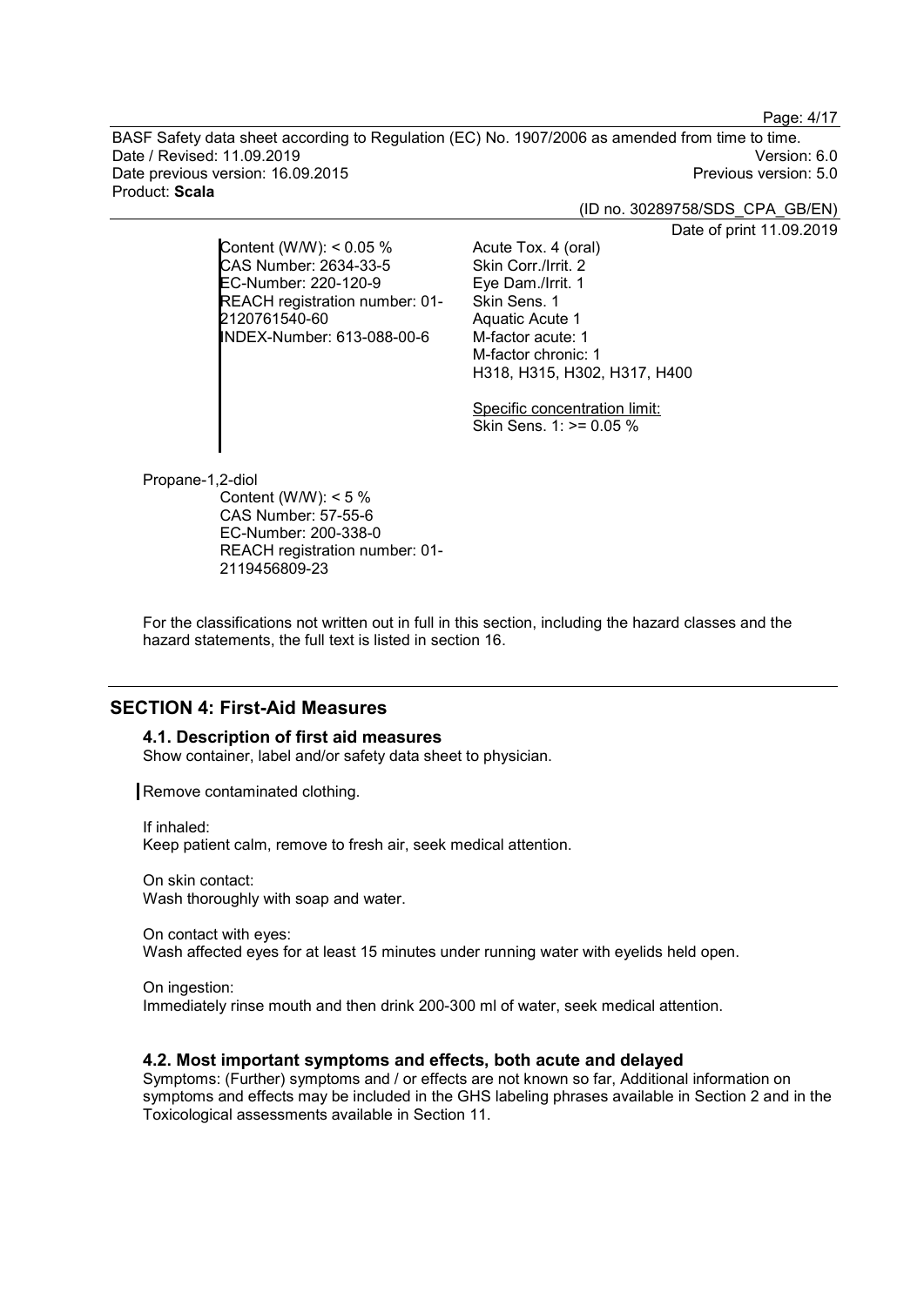Content (W/W): < 0.05 %
CAS Number: 2634-33-5
EC-Number: 220-120-9
REACH registration number: 01-2120761540-60
INDEX-Number: 613-088-00-6

Acute Tox. 4 (oral)
Skin Corr./Irrit. 2
Eye Dam./Irrit. 1
Skin Sens. 1
Aquatic Acute 1
M-factor acute: 1
M-factor chronic: 1
H318, H315, H302, H317, H400

Specific concentration limit:
Skin Sens. 1: >= 0.05 %

Propane-1,2-diol

Content (W/W): < 5 %
CAS Number: 57-55-6
EC-Number: 200-338-0
REACH registration number: 01-2119456809-23

For the classifications not written out in full in this section, including the hazard classes and the hazard statements, the full text is listed in section 16.

## SECTION 4: First-Aid Measures

### 4.1. Description of first aid measures

Show container, label and/or safety data sheet to physician.

Remove contaminated clothing.

If inhaled:
Keep patient calm, remove to fresh air, seek medical attention.

On skin contact:
Wash thoroughly with soap and water.

On contact with eyes:
Wash affected eyes for at least 15 minutes under running water with eyelids held open.

On ingestion:
Immediately rinse mouth and then drink 200-300 ml of water, seek medical attention.

### 4.2. Most important symptoms and effects, both acute and delayed

Symptoms: (Further) symptoms and / or effects are not known so far, Additional information on symptoms and effects may be included in the GHS labeling phrases available in Section 2 and in the Toxicological assessments available in Section 11.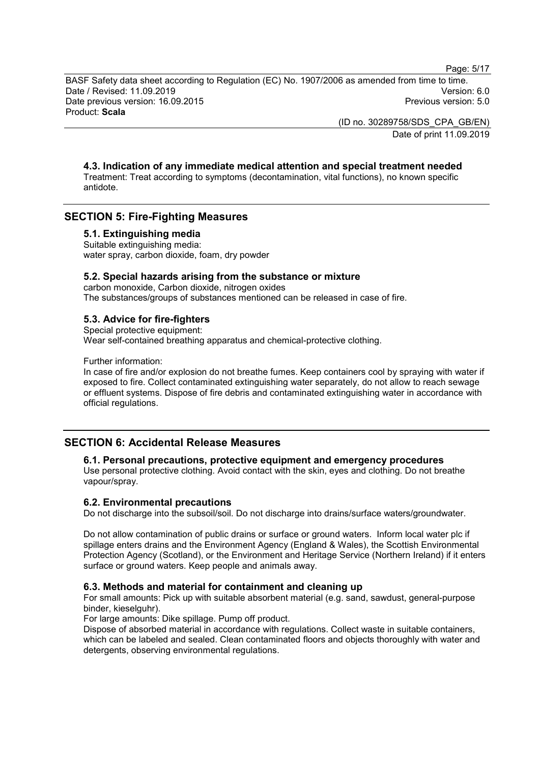### 4.3. Indication of any immediate medical attention and special treatment needed

Treatment: Treat according to symptoms (decontamination, vital functions), no known specific antidote.

## SECTION 5: Fire-Fighting Measures

### 5.1. Extinguishing media

Suitable extinguishing media:
water spray, carbon dioxide, foam, dry powder

### 5.2. Special hazards arising from the substance or mixture

carbon monoxide, Carbon dioxide, nitrogen oxides
The substances/groups of substances mentioned can be released in case of fire.

### 5.3. Advice for fire-fighters

Special protective equipment:
Wear self-contained breathing apparatus and chemical-protective clothing.

Further information:
In case of fire and/or explosion do not breathe fumes. Keep containers cool by spraying with water if exposed to fire. Collect contaminated extinguishing water separately, do not allow to reach sewage or effluent systems. Dispose of fire debris and contaminated extinguishing water in accordance with official regulations.

## SECTION 6: Accidental Release Measures

### 6.1. Personal precautions, protective equipment and emergency procedures

Use personal protective clothing. Avoid contact with the skin, eyes and clothing. Do not breathe vapour/spray.

### 6.2. Environmental precautions

Do not discharge into the subsoil/soil. Do not discharge into drains/surface waters/groundwater.

Do not allow contamination of public drains or surface or ground waters. Inform local water plc if spillage enters drains and the Environment Agency (England & Wales), the Scottish Environmental Protection Agency (Scotland), or the Environment and Heritage Service (Northern Ireland) if it enters surface or ground waters. Keep people and animals away.

### 6.3. Methods and material for containment and cleaning up

For small amounts: Pick up with suitable absorbent material (e.g. sand, sawdust, general-purpose binder, kieselguhr).
For large amounts: Dike spillage. Pump off product.
Dispose of absorbed material in accordance with regulations. Collect waste in suitable containers, which can be labeled and sealed. Clean contaminated floors and objects thoroughly with water and detergents, observing environmental regulations.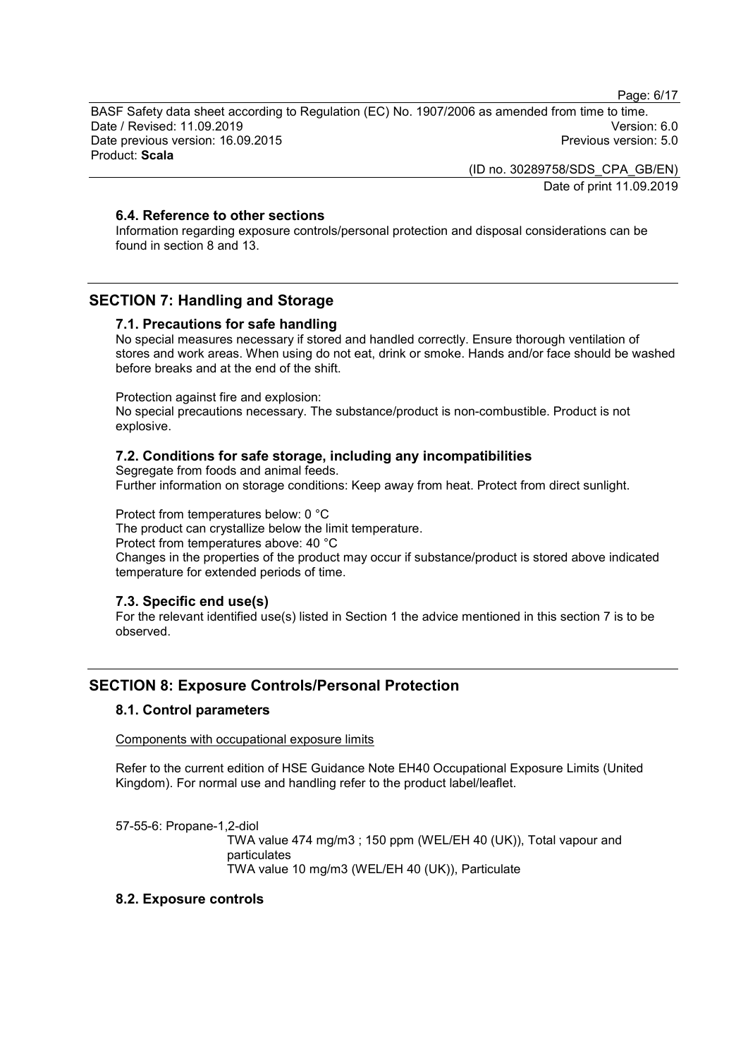### 6.4. Reference to other sections

Information regarding exposure controls/personal protection and disposal considerations can be found in section 8 and 13.

## SECTION 7: Handling and Storage

### 7.1. Precautions for safe handling

No special measures necessary if stored and handled correctly. Ensure thorough ventilation of stores and work areas. When using do not eat, drink or smoke. Hands and/or face should be washed before breaks and at the end of the shift.

Protection against fire and explosion:
No special precautions necessary. The substance/product is non-combustible. Product is not explosive.

### 7.2. Conditions for safe storage, including any incompatibilities

Segregate from foods and animal feeds.
Further information on storage conditions: Keep away from heat. Protect from direct sunlight.

Protect from temperatures below: 0 °C
The product can crystallize below the limit temperature.
Protect from temperatures above: 40 °C
Changes in the properties of the product may occur if substance/product is stored above indicated temperature for extended periods of time.

### 7.3. Specific end use(s)

For the relevant identified use(s) listed in Section 1 the advice mentioned in this section 7 is to be observed.

## SECTION 8: Exposure Controls/Personal Protection

### 8.1. Control parameters

Components with occupational exposure limits

Refer to the current edition of HSE Guidance Note EH40 Occupational Exposure Limits (United Kingdom). For normal use and handling refer to the product label/leaflet.

57-55-6: Propane-1,2-diol
TWA value 474 mg/m3 ; 150 ppm (WEL/EH 40 (UK)), Total vapour and particulates
TWA value 10 mg/m3 (WEL/EH 40 (UK)), Particulate

### 8.2. Exposure controls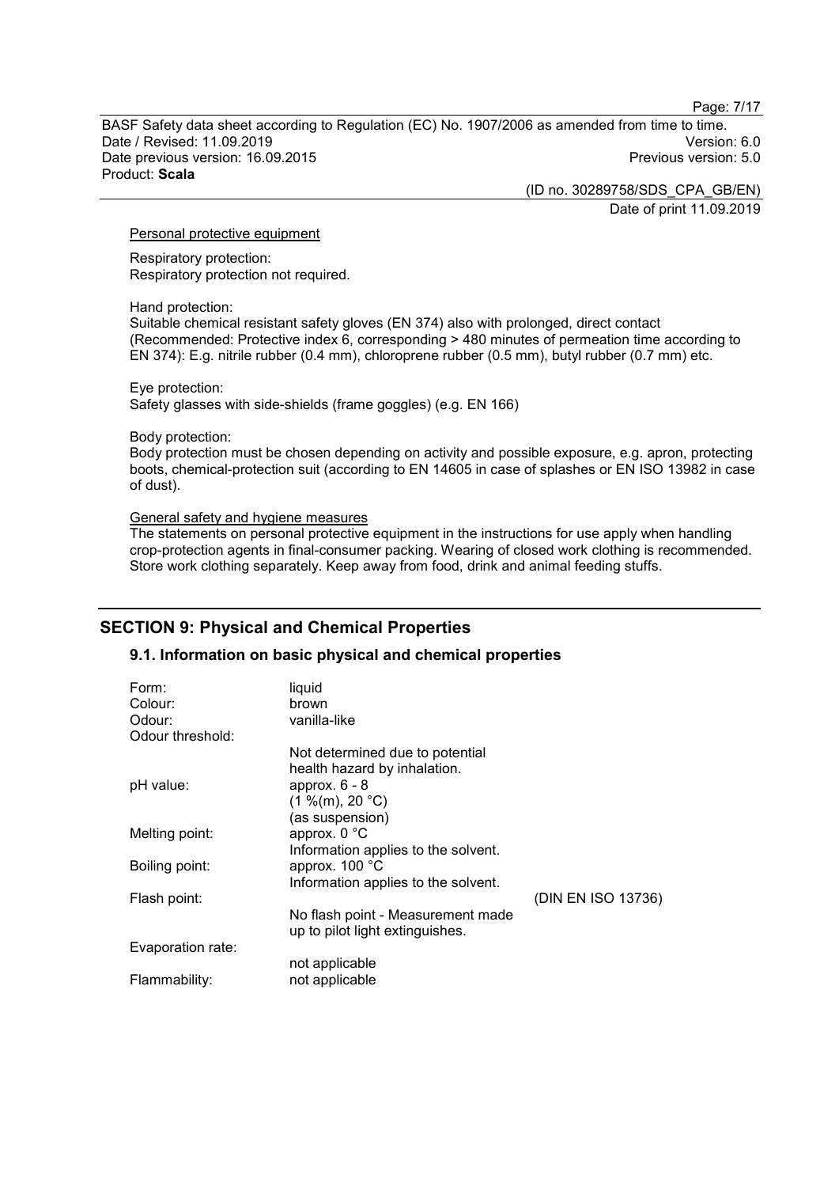Personal protective equipment

Respiratory protection:
Respiratory protection not required.

Hand protection:
Suitable chemical resistant safety gloves (EN 374) also with prolonged, direct contact (Recommended: Protective index 6, corresponding > 480 minutes of permeation time according to EN 374): E.g. nitrile rubber (0.4 mm), chloroprene rubber (0.5 mm), butyl rubber (0.7 mm) etc.

Eye protection:
Safety glasses with side-shields (frame goggles) (e.g. EN 166)

Body protection:
Body protection must be chosen depending on activity and possible exposure, e.g. apron, protecting boots, chemical-protection suit (according to EN 14605 in case of splashes or EN ISO 13982 in case of dust).

General safety and hygiene measures
The statements on personal protective equipment in the instructions for use apply when handling crop-protection agents in final-consumer packing. Wearing of closed work clothing is recommended. Store work clothing separately. Keep away from food, drink and animal feeding stuffs.

## SECTION 9: Physical and Chemical Properties

### 9.1. Information on basic physical and chemical properties

| | | |
|---|---|---|
| Form: | liquid | |
| Colour: | brown | |
| Odour: | vanilla-like | |
| Odour threshold: | | |
| | Not determined due to potential health hazard by inhalation. | |
| pH value: | approx. 6 - 8<br>(1 %(m), 20 °C)<br>(as suspension) | |
| Melting point: | approx. 0 °C<br>Information applies to the solvent. | |
| Boiling point: | approx. 100 °C<br>Information applies to the solvent. | |
| Flash point: | | (DIN EN ISO 13736) |
| | No flash point - Measurement made up to pilot light extinguishes. | |
| Evaporation rate: | | |
| | not applicable | |
| Flammability: | not applicable | |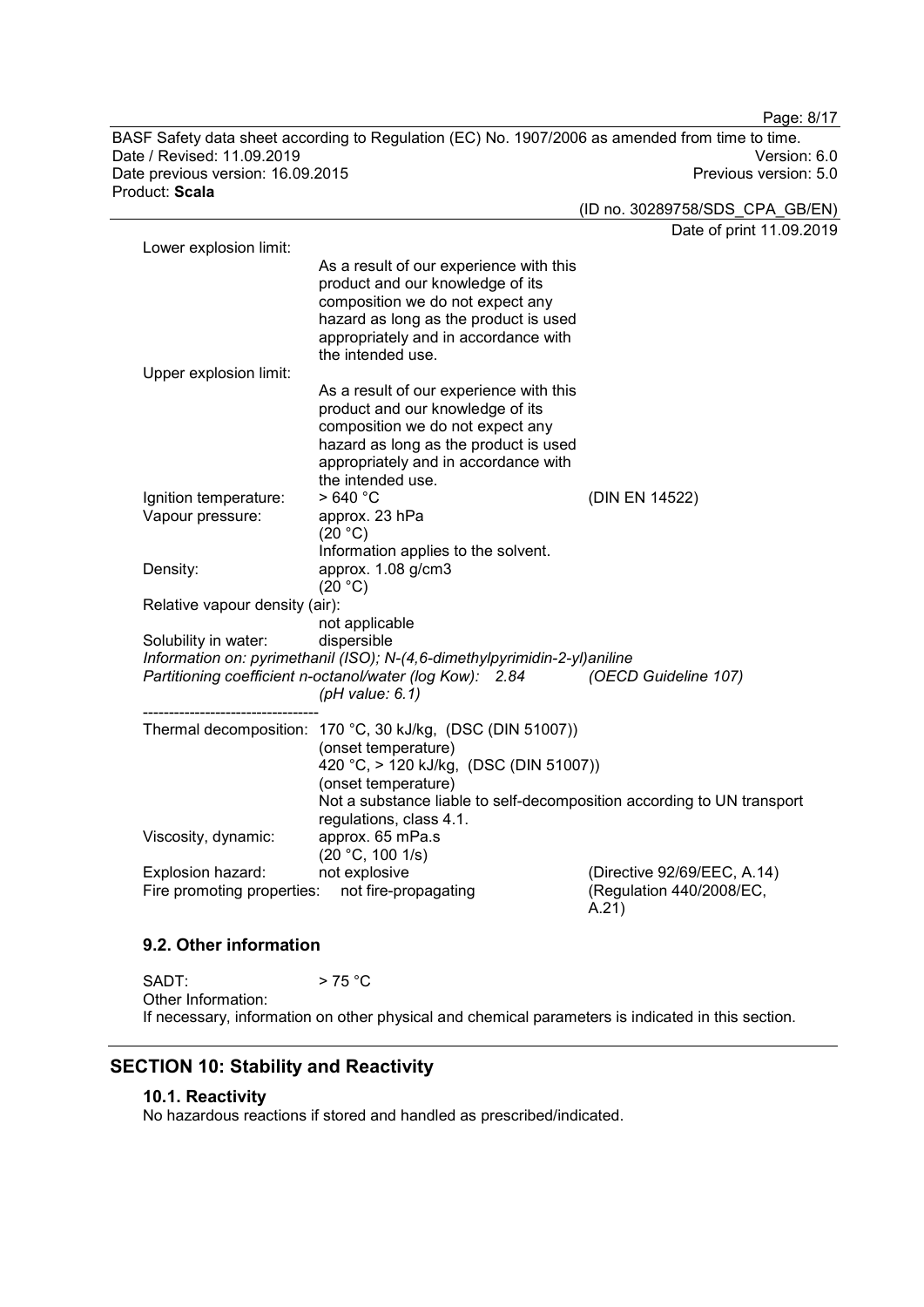Lower explosion limit:

As a result of our experience with this product and our knowledge of its composition we do not expect any hazard as long as the product is used appropriately and in accordance with the intended use.

Upper explosion limit:

As a result of our experience with this product and our knowledge of its composition we do not expect any hazard as long as the product is used appropriately and in accordance with the intended use.

| | | |
|---|---|---|
| Ignition temperature: | > 640 °C | (DIN EN 14522) |
| Vapour pressure: | approx. 23 hPa (20 °C) Information applies to the solvent. | |
| Density: | approx. 1.08 g/cm3 (20 °C) | |
| Relative vapour density (air): | not applicable | |
| Solubility in water: | dispersible | |

*Information on: pyrimethanil (ISO); N-(4,6-dimethylpyrimidin-2-yl)aniline*

*Partitioning coefficient n-octanol/water (log Kow): 2.84 (OECD Guideline 107) (pH value: 6.1)*

----------------------------------

| | | |
|---|---|---|
| Thermal decomposition: | 170 °C, 30 kJ/kg, (DSC (DIN 51007)) (onset temperature) 420 °C, > 120 kJ/kg, (DSC (DIN 51007)) (onset temperature) Not a substance liable to self-decomposition according to UN transport regulations, class 4.1. | |
| Viscosity, dynamic: | approx. 65 mPa.s (20 °C, 100 1/s) | |
| Explosion hazard: | not explosive | (Directive 92/69/EEC, A.14) |
| Fire promoting properties: | not fire-propagating | (Regulation 440/2008/EC, A.21) |

### 9.2. Other information

SADT: > 75 °C

Other Information:

If necessary, information on other physical and chemical parameters is indicated in this section.

## SECTION 10: Stability and Reactivity

### 10.1. Reactivity

No hazardous reactions if stored and handled as prescribed/indicated.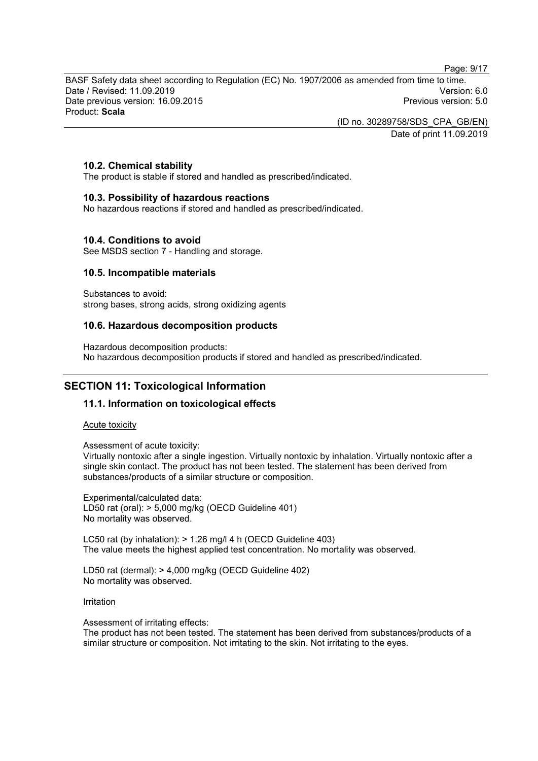### 10.2. Chemical stability

The product is stable if stored and handled as prescribed/indicated.

### 10.3. Possibility of hazardous reactions

No hazardous reactions if stored and handled as prescribed/indicated.

### 10.4. Conditions to avoid

See MSDS section 7 - Handling and storage.

### 10.5. Incompatible materials

Substances to avoid:
strong bases, strong acids, strong oxidizing agents

### 10.6. Hazardous decomposition products

Hazardous decomposition products:
No hazardous decomposition products if stored and handled as prescribed/indicated.

## SECTION 11: Toxicological Information

### 11.1. Information on toxicological effects

Acute toxicity

Assessment of acute toxicity:
Virtually nontoxic after a single ingestion. Virtually nontoxic by inhalation. Virtually nontoxic after a single skin contact. The product has not been tested. The statement has been derived from substances/products of a similar structure or composition.

Experimental/calculated data:
LD50 rat (oral): > 5,000 mg/kg (OECD Guideline 401)
No mortality was observed.

LC50 rat (by inhalation): > 1.26 mg/l 4 h (OECD Guideline 403)
The value meets the highest applied test concentration. No mortality was observed.

LD50 rat (dermal): > 4,000 mg/kg (OECD Guideline 402)
No mortality was observed.

Irritation

Assessment of irritating effects:
The product has not been tested. The statement has been derived from substances/products of a similar structure or composition. Not irritating to the skin. Not irritating to the eyes.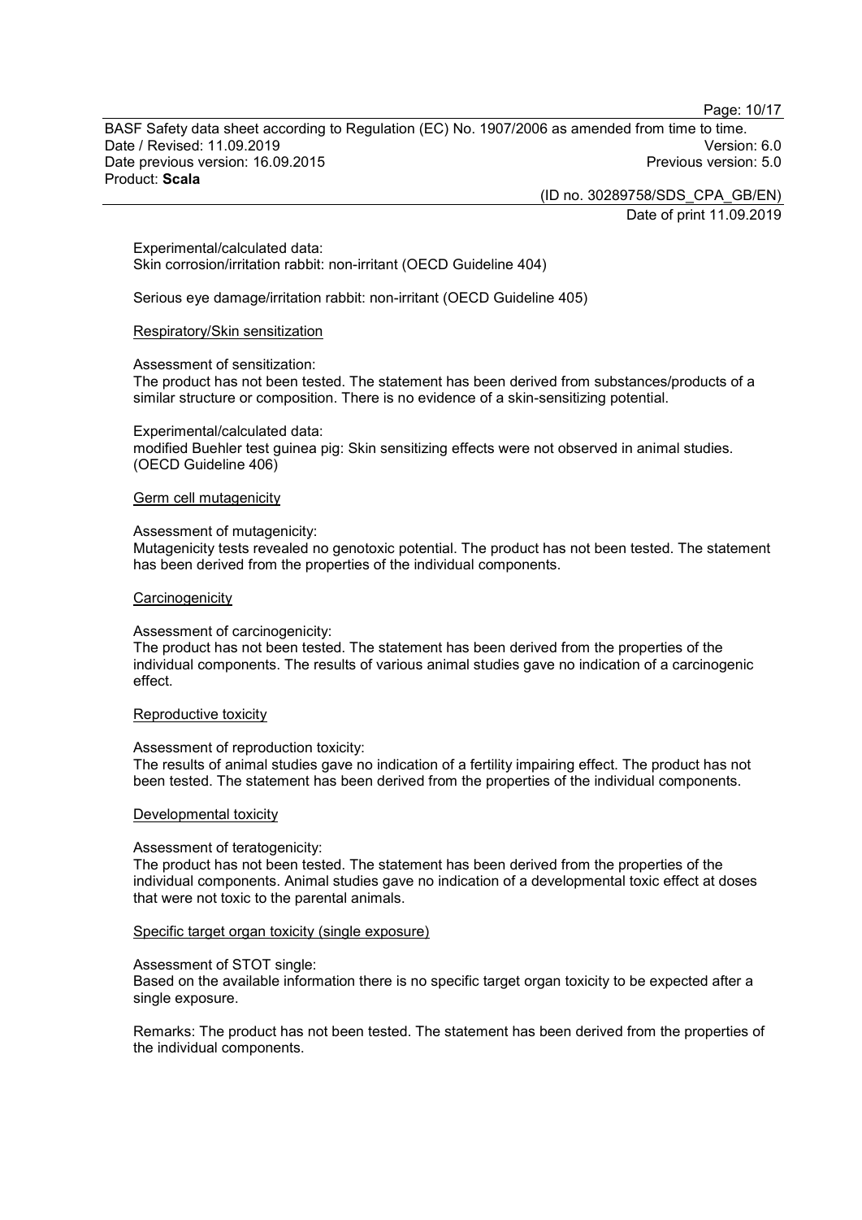Experimental/calculated data:
Skin corrosion/irritation rabbit: non-irritant (OECD Guideline 404)

Serious eye damage/irritation rabbit: non-irritant (OECD Guideline 405)

Respiratory/Skin sensitization

Assessment of sensitization:
The product has not been tested. The statement has been derived from substances/products of a similar structure or composition. There is no evidence of a skin-sensitizing potential.

Experimental/calculated data:
modified Buehler test guinea pig: Skin sensitizing effects were not observed in animal studies. (OECD Guideline 406)

Germ cell mutagenicity

Assessment of mutagenicity:
Mutagenicity tests revealed no genotoxic potential. The product has not been tested. The statement has been derived from the properties of the individual components.

Carcinogenicity

Assessment of carcinogenicity:
The product has not been tested. The statement has been derived from the properties of the individual components. The results of various animal studies gave no indication of a carcinogenic effect.

Reproductive toxicity

Assessment of reproduction toxicity:
The results of animal studies gave no indication of a fertility impairing effect. The product has not been tested. The statement has been derived from the properties of the individual components.

Developmental toxicity

Assessment of teratogenicity:
The product has not been tested. The statement has been derived from the properties of the individual components. Animal studies gave no indication of a developmental toxic effect at doses that were not toxic to the parental animals.

Specific target organ toxicity (single exposure)

Assessment of STOT single:
Based on the available information there is no specific target organ toxicity to be expected after a single exposure.

Remarks: The product has not been tested. The statement has been derived from the properties of the individual components.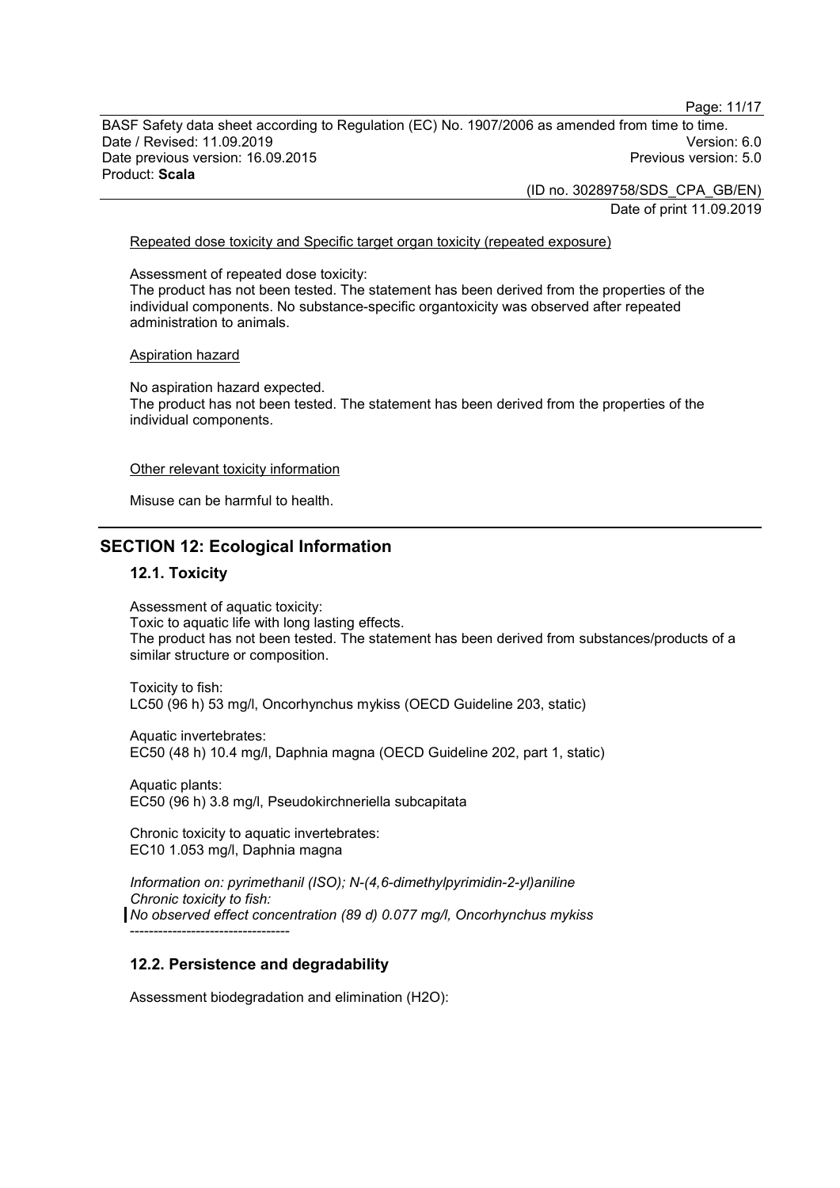Repeated dose toxicity and Specific target organ toxicity (repeated exposure)

Assessment of repeated dose toxicity:
The product has not been tested. The statement has been derived from the properties of the individual components. No substance-specific organtoxicity was observed after repeated administration to animals.

Aspiration hazard

No aspiration hazard expected.
The product has not been tested. The statement has been derived from the properties of the individual components.

Other relevant toxicity information

Misuse can be harmful to health.

## SECTION 12: Ecological Information

### 12.1. Toxicity

Assessment of aquatic toxicity:
Toxic to aquatic life with long lasting effects.
The product has not been tested. The statement has been derived from substances/products of a similar structure or composition.

Toxicity to fish:
LC50 (96 h) 53 mg/l, Oncorhynchus mykiss (OECD Guideline 203, static)

Aquatic invertebrates:
EC50 (48 h) 10.4 mg/l, Daphnia magna (OECD Guideline 202, part 1, static)

Aquatic plants:
EC50 (96 h) 3.8 mg/l, Pseudokirchneriella subcapitata

Chronic toxicity to aquatic invertebrates:
EC10 1.053 mg/l, Daphnia magna

*Information on: pyrimethanil (ISO); N-(4,6-dimethylpyrimidin-2-yl)aniline*
*Chronic toxicity to fish:*
*No observed effect concentration (89 d) 0.077 mg/l, Oncorhynchus mykiss*
----------------------------------

### 12.2. Persistence and degradability

Assessment biodegradation and elimination ($H_2O$):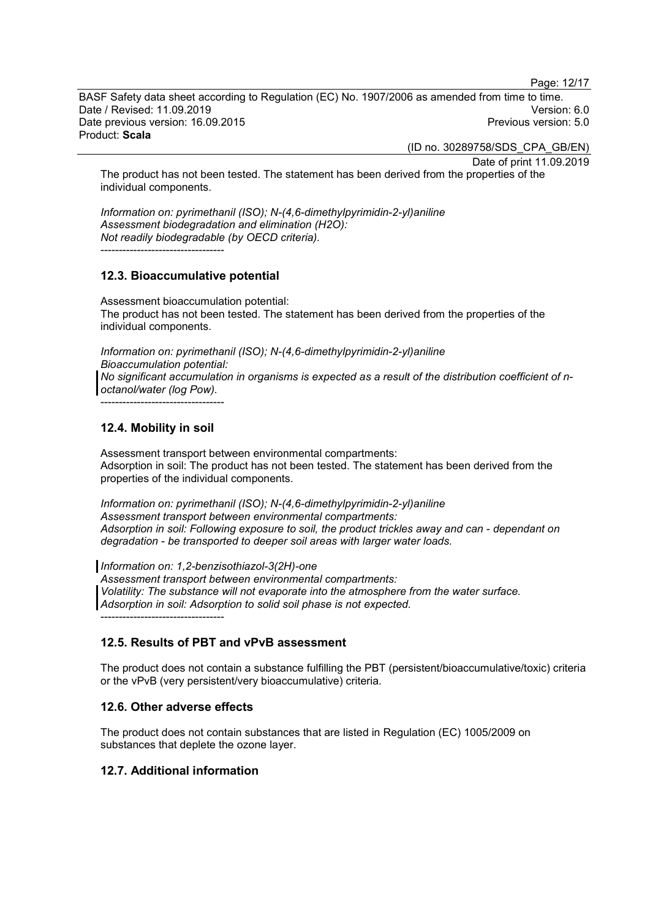The product has not been tested. The statement has been derived from the properties of the individual components.

*Information on: pyrimethanil (ISO); N-(4,6-dimethylpyrimidin-2-yl)aniline*
*Assessment biodegradation and elimination (H2O):*
*Not readily biodegradable (by OECD criteria).*
----------------------------------

## 12.3. Bioaccumulative potential

Assessment bioaccumulation potential:
The product has not been tested. The statement has been derived from the properties of the individual components.

*Information on: pyrimethanil (ISO); N-(4,6-dimethylpyrimidin-2-yl)aniline*
*Bioaccumulation potential:*
*No significant accumulation in organisms is expected as a result of the distribution coefficient of n-octanol/water (log Pow).*
----------------------------------

## 12.4. Mobility in soil

Assessment transport between environmental compartments:
Adsorption in soil: The product has not been tested. The statement has been derived from the properties of the individual components.

*Information on: pyrimethanil (ISO); N-(4,6-dimethylpyrimidin-2-yl)aniline*
*Assessment transport between environmental compartments:*
*Adsorption in soil: Following exposure to soil, the product trickles away and can - dependant on degradation - be transported to deeper soil areas with larger water loads.*

*Information on: 1,2-benzisothiazol-3(2H)-one*
*Assessment transport between environmental compartments:*
*Volatility: The substance will not evaporate into the atmosphere from the water surface.*
*Adsorption in soil: Adsorption to solid soil phase is not expected.*
----------------------------------

## 12.5. Results of PBT and vPvB assessment

The product does not contain a substance fulfilling the PBT (persistent/bioaccumulative/toxic) criteria or the vPvB (very persistent/very bioaccumulative) criteria.

## 12.6. Other adverse effects

The product does not contain substances that are listed in Regulation (EC) 1005/2009 on substances that deplete the ozone layer.

## 12.7. Additional information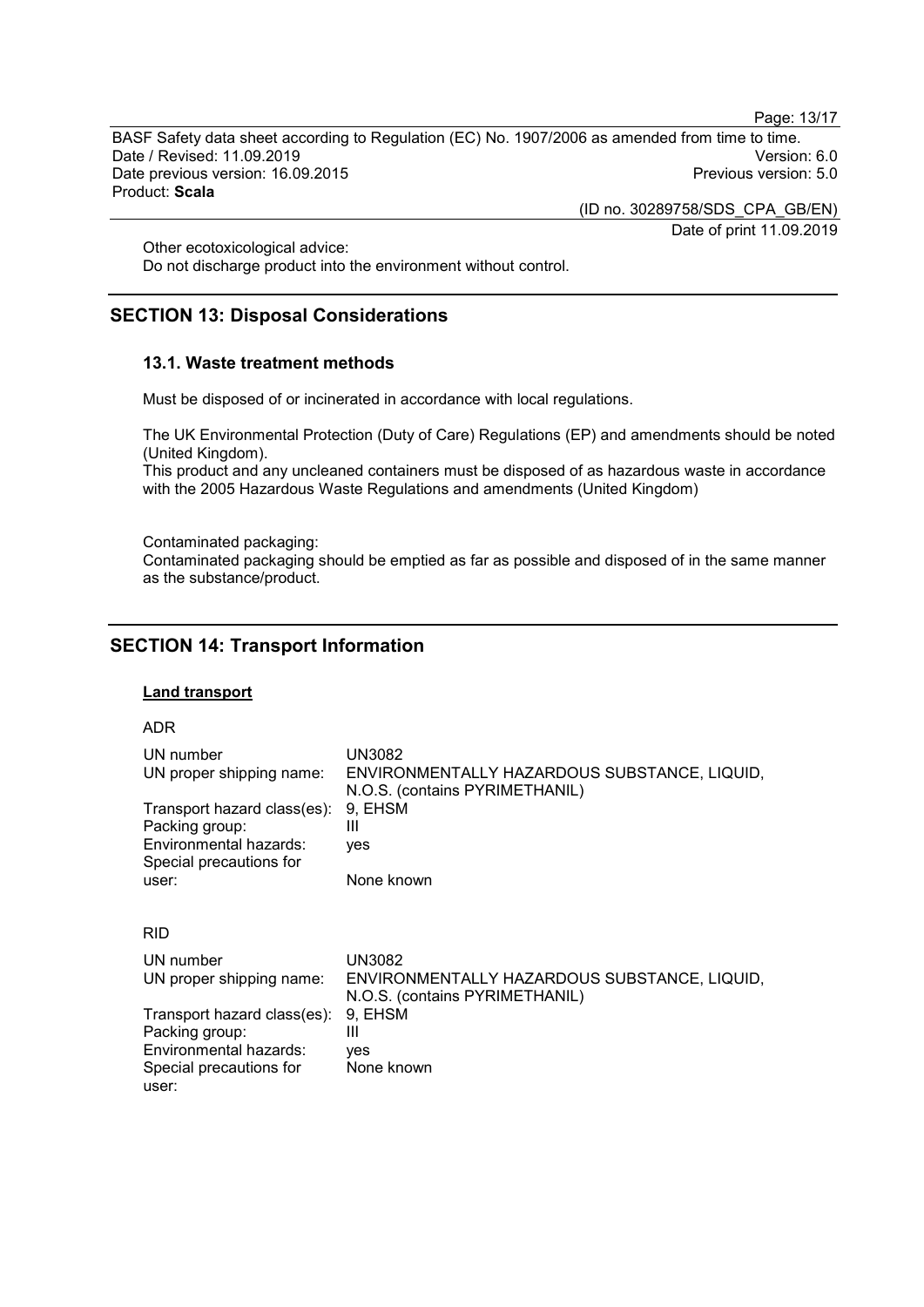Other ecotoxicological advice:
Do not discharge product into the environment without control.

## SECTION 13: Disposal Considerations

### 13.1. Waste treatment methods

Must be disposed of or incinerated in accordance with local regulations.

The UK Environmental Protection (Duty of Care) Regulations (EP) and amendments should be noted (United Kingdom).
This product and any uncleaned containers must be disposed of as hazardous waste in accordance with the 2005 Hazardous Waste Regulations and amendments (United Kingdom)

Contaminated packaging:
Contaminated packaging should be emptied as far as possible and disposed of in the same manner as the substance/product.

## SECTION 14: Transport Information

**Land transport**

ADR

| | |
|---|---|
| UN number | UN3082 |
| UN proper shipping name: | ENVIRONMENTALLY HAZARDOUS SUBSTANCE, LIQUID, N.O.S. (contains PYRIMETHANIL) |
| Transport hazard class(es): | 9, EHSM |
| Packing group: | III |
| Environmental hazards: | yes |
| Special precautions for user: | None known |

RID

| | |
|---|---|
| UN number | UN3082 |
| UN proper shipping name: | ENVIRONMENTALLY HAZARDOUS SUBSTANCE, LIQUID, N.O.S. (contains PYRIMETHANIL) |
| Transport hazard class(es): | 9, EHSM |
| Packing group: | III |
| Environmental hazards: | yes |
| Special precautions for user: | None known |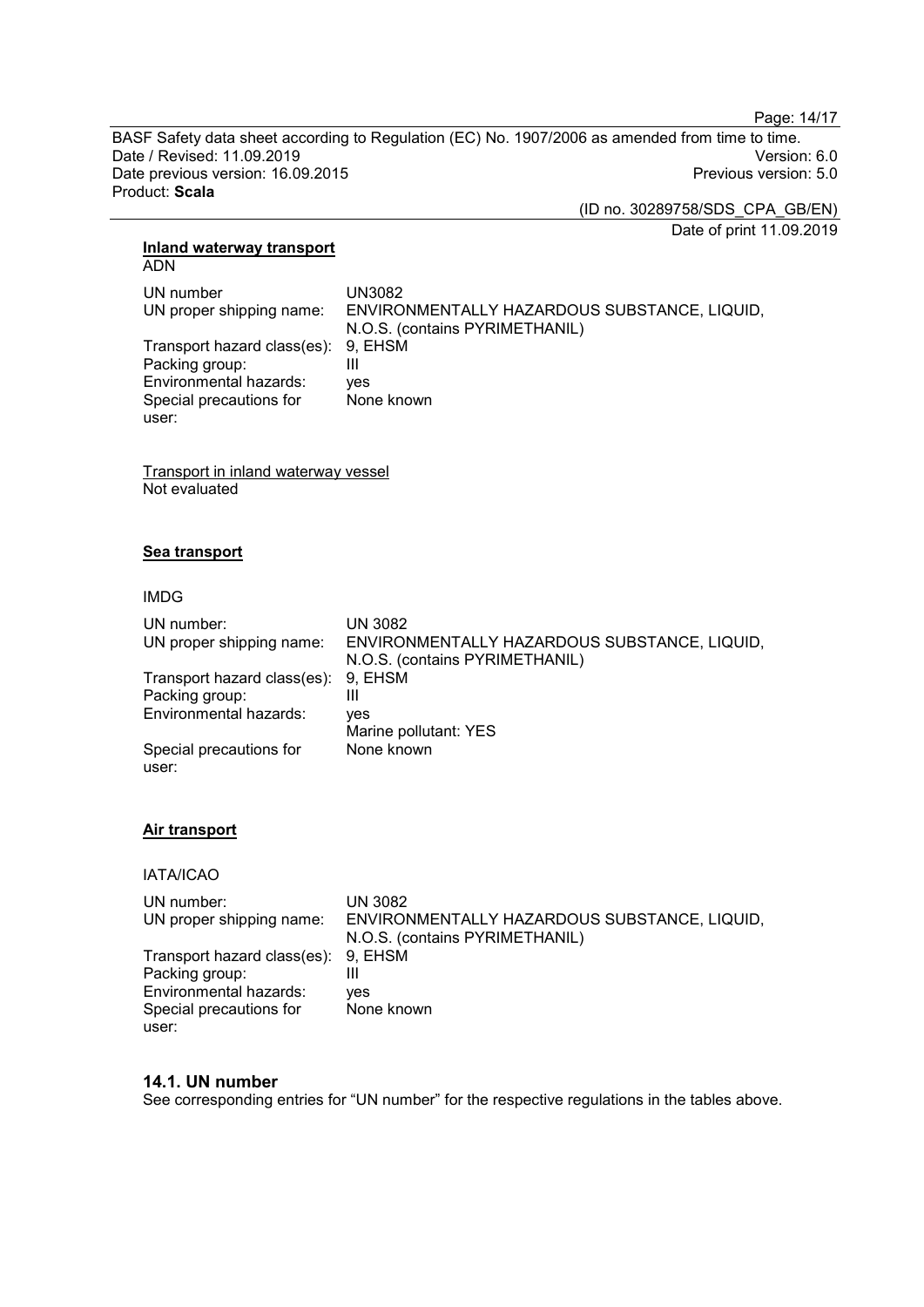**Inland waterway transport**

ADN

| | |
|---|---|
| UN number | UN3082 |
| UN proper shipping name: | ENVIRONMENTALLY HAZARDOUS SUBSTANCE, LIQUID, N.O.S. (contains PYRIMETHANIL) |
| Transport hazard class(es): | 9, EHSM |
| Packing group: | III |
| Environmental hazards: | yes |
| Special precautions for user: | None known |

Transport in inland waterway vessel

Not evaluated

**Sea transport**

IMDG

| | |
|---|---|
| UN number: | UN 3082 |
| UN proper shipping name: | ENVIRONMENTALLY HAZARDOUS SUBSTANCE, LIQUID, N.O.S. (contains PYRIMETHANIL) |
| Transport hazard class(es): | 9, EHSM |
| Packing group: | III |
| Environmental hazards: | yes<br>Marine pollutant: YES |
| Special precautions for user: | None known |

**Air transport**

IATA/ICAO

| | |
|---|---|
| UN number: | UN 3082 |
| UN proper shipping name: | ENVIRONMENTALLY HAZARDOUS SUBSTANCE, LIQUID, N.O.S. (contains PYRIMETHANIL) |
| Transport hazard class(es): | 9, EHSM |
| Packing group: | III |
| Environmental hazards: | yes |
| Special precautions for user: | None known |

### 14.1. UN number

See corresponding entries for "UN number" for the respective regulations in the tables above.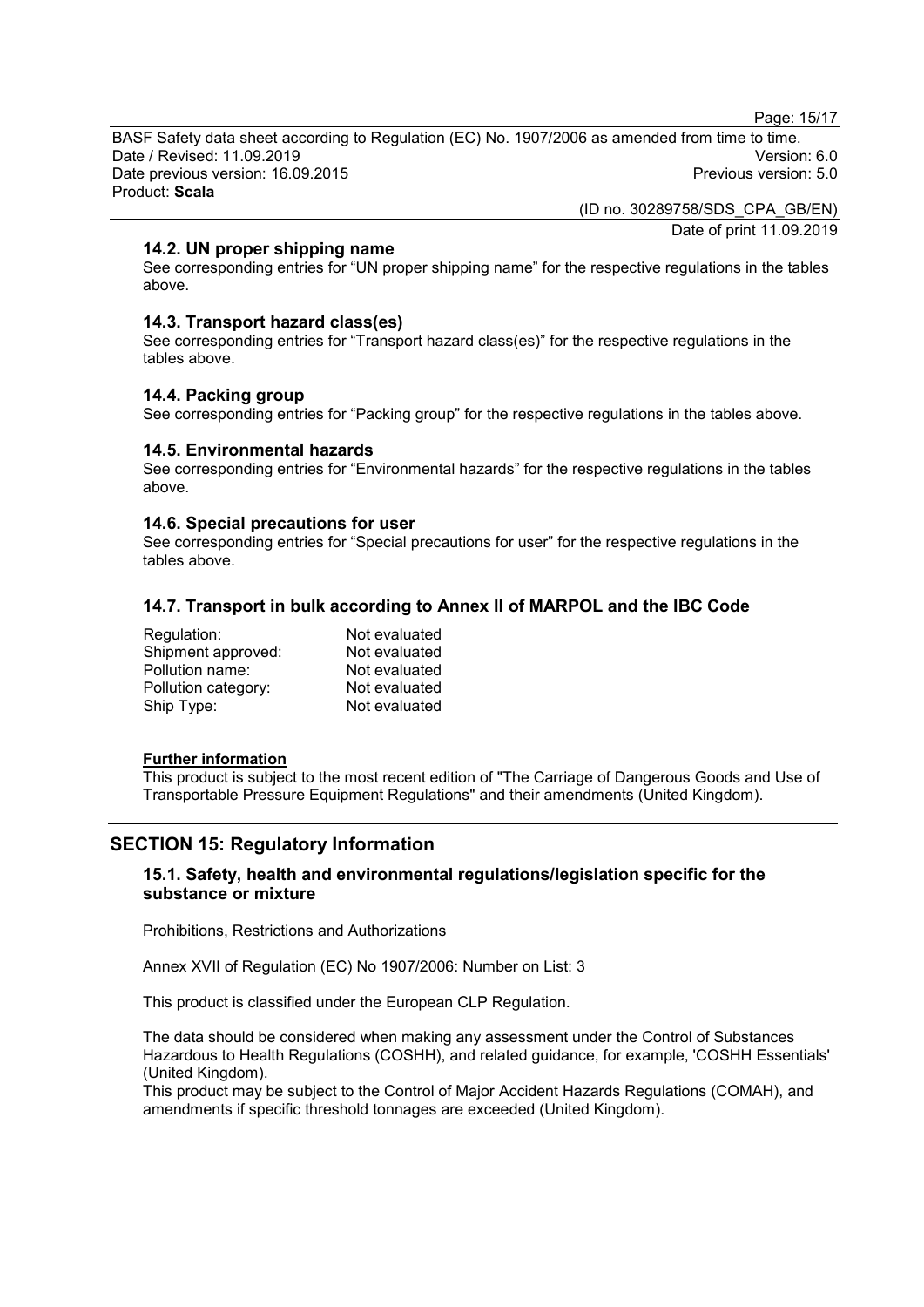### 14.2. UN proper shipping name

See corresponding entries for “UN proper shipping name” for the respective regulations in the tables above.

### 14.3. Transport hazard class(es)

See corresponding entries for “Transport hazard class(es)” for the respective regulations in the tables above.

### 14.4. Packing group

See corresponding entries for “Packing group” for the respective regulations in the tables above.

### 14.5. Environmental hazards

See corresponding entries for “Environmental hazards” for the respective regulations in the tables above.

### 14.6. Special precautions for user

See corresponding entries for “Special precautions for user” for the respective regulations in the tables above.

### 14.7. Transport in bulk according to Annex II of MARPOL and the IBC Code

| | |
|---|---|
| Regulation: | Not evaluated |
| Shipment approved: | Not evaluated |
| Pollution name: | Not evaluated |
| Pollution category: | Not evaluated |
| Ship Type: | Not evaluated |

**Further information**

This product is subject to the most recent edition of "The Carriage of Dangerous Goods and Use of Transportable Pressure Equipment Regulations" and their amendments (United Kingdom).

## SECTION 15: Regulatory Information

### 15.1. Safety, health and environmental regulations/legislation specific for the substance or mixture

Prohibitions, Restrictions and Authorizations

Annex XVII of Regulation (EC) No 1907/2006: Number on List: 3

This product is classified under the European CLP Regulation.

The data should be considered when making any assessment under the Control of Substances Hazardous to Health Regulations (COSHH), and related guidance, for example, 'COSHH Essentials' (United Kingdom).
This product may be subject to the Control of Major Accident Hazards Regulations (COMAH), and amendments if specific threshold tonnages are exceeded (United Kingdom).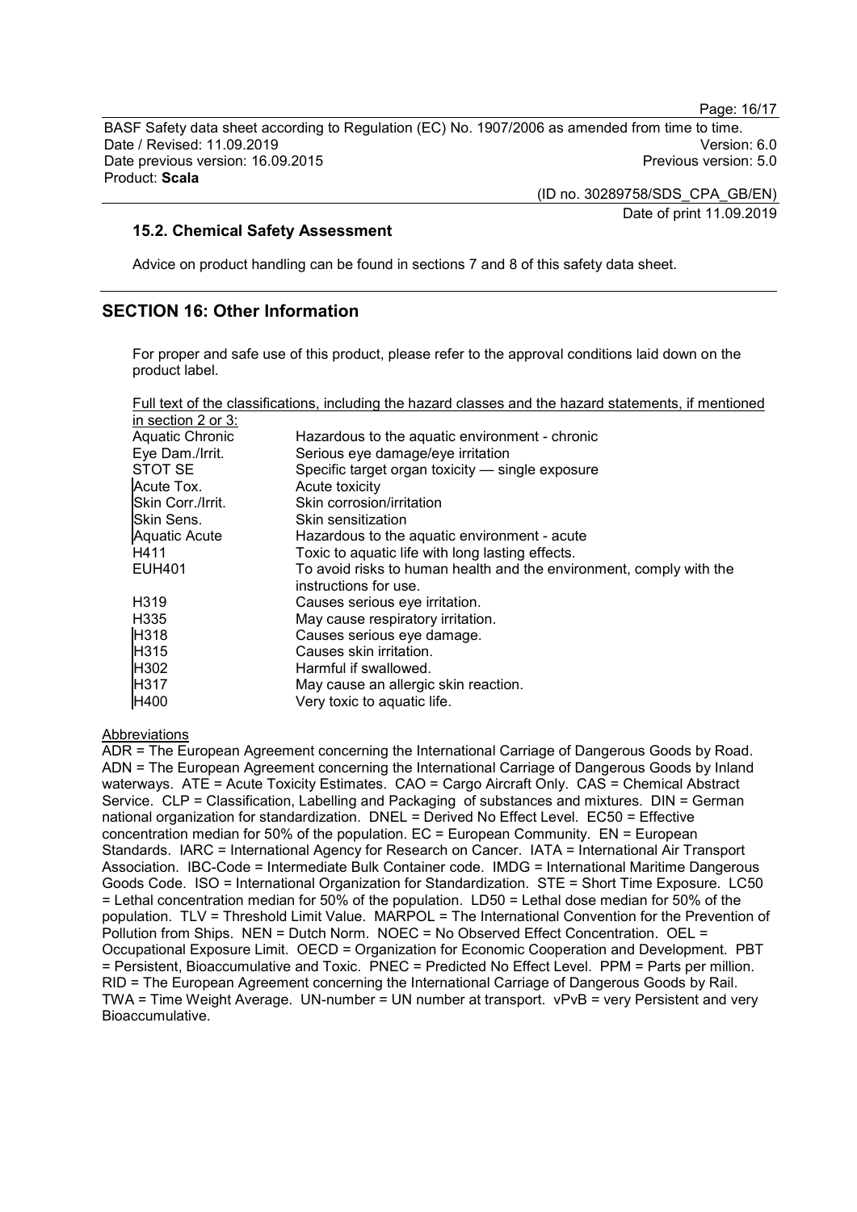### 15.2. Chemical Safety Assessment

Advice on product handling can be found in sections 7 and 8 of this safety data sheet.

## SECTION 16: Other Information

For proper and safe use of this product, please refer to the approval conditions laid down on the product label.

Full text of the classifications, including the hazard classes and the hazard statements, if mentioned in section 2 or 3:

| | |
|---|---|
| Aquatic Chronic | Hazardous to the aquatic environment - chronic |
| Eye Dam./Irrit. | Serious eye damage/eye irritation |
| STOT SE | Specific target organ toxicity — single exposure |
| Acute Tox. | Acute toxicity |
| Skin Corr./Irrit. | Skin corrosion/irritation |
| Skin Sens. | Skin sensitization |
| Aquatic Acute | Hazardous to the aquatic environment - acute |
| H411 | Toxic to aquatic life with long lasting effects. |
| EUH401 | To avoid risks to human health and the environment, comply with the instructions for use. |
| H319 | Causes serious eye irritation. |
| H335 | May cause respiratory irritation. |
| H318 | Causes serious eye damage. |
| H315 | Causes skin irritation. |
| H302 | Harmful if swallowed. |
| H317 | May cause an allergic skin reaction. |
| H400 | Very toxic to aquatic life. |

Abbreviations

ADR = The European Agreement concerning the International Carriage of Dangerous Goods by Road. ADN = The European Agreement concerning the International Carriage of Dangerous Goods by Inland waterways. ATE = Acute Toxicity Estimates. CAO = Cargo Aircraft Only. CAS = Chemical Abstract Service. CLP = Classification, Labelling and Packaging of substances and mixtures. DIN = German national organization for standardization. DNEL = Derived No Effect Level. EC50 = Effective concentration median for 50% of the population. EC = European Community. EN = European Standards. IARC = International Agency for Research on Cancer. IATA = International Air Transport Association. IBC-Code = Intermediate Bulk Container code. IMDG = International Maritime Dangerous Goods Code. ISO = International Organization for Standardization. STE = Short Time Exposure. LC50 = Lethal concentration median for 50% of the population. LD50 = Lethal dose median for 50% of the population. TLV = Threshold Limit Value. MARPOL = The International Convention for the Prevention of Pollution from Ships. NEN = Dutch Norm. NOEC = No Observed Effect Concentration. OEL = Occupational Exposure Limit. OECD = Organization for Economic Cooperation and Development. PBT = Persistent, Bioaccumulative and Toxic. PNEC = Predicted No Effect Level. PPM = Parts per million. RID = The European Agreement concerning the International Carriage of Dangerous Goods by Rail. TWA = Time Weight Average. UN-number = UN number at transport. vPvB = very Persistent and very Bioaccumulative.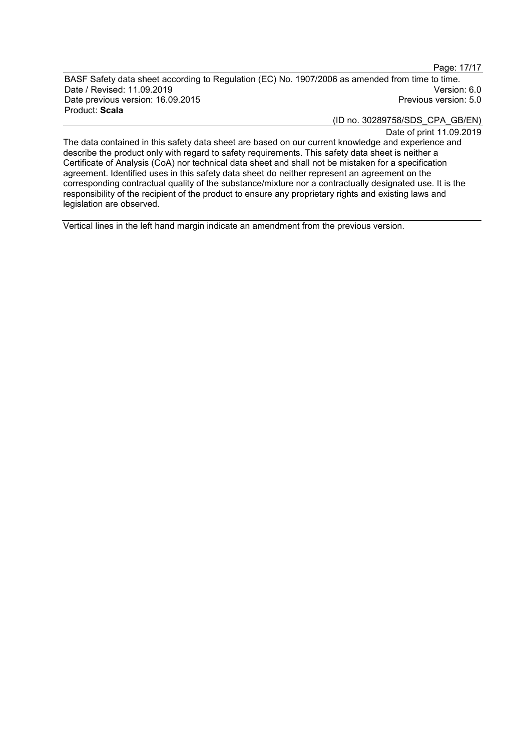The data contained in this safety data sheet are based on our current knowledge and experience and describe the product only with regard to safety requirements. This safety data sheet is neither a Certificate of Analysis (CoA) nor technical data sheet and shall not be mistaken for a specification agreement. Identified uses in this safety data sheet do neither represent an agreement on the corresponding contractual quality of the substance/mixture nor a contractually designated use. It is the responsibility of the recipient of the product to ensure any proprietary rights and existing laws and legislation are observed.

---

Vertical lines in the left hand margin indicate an amendment from the previous version.